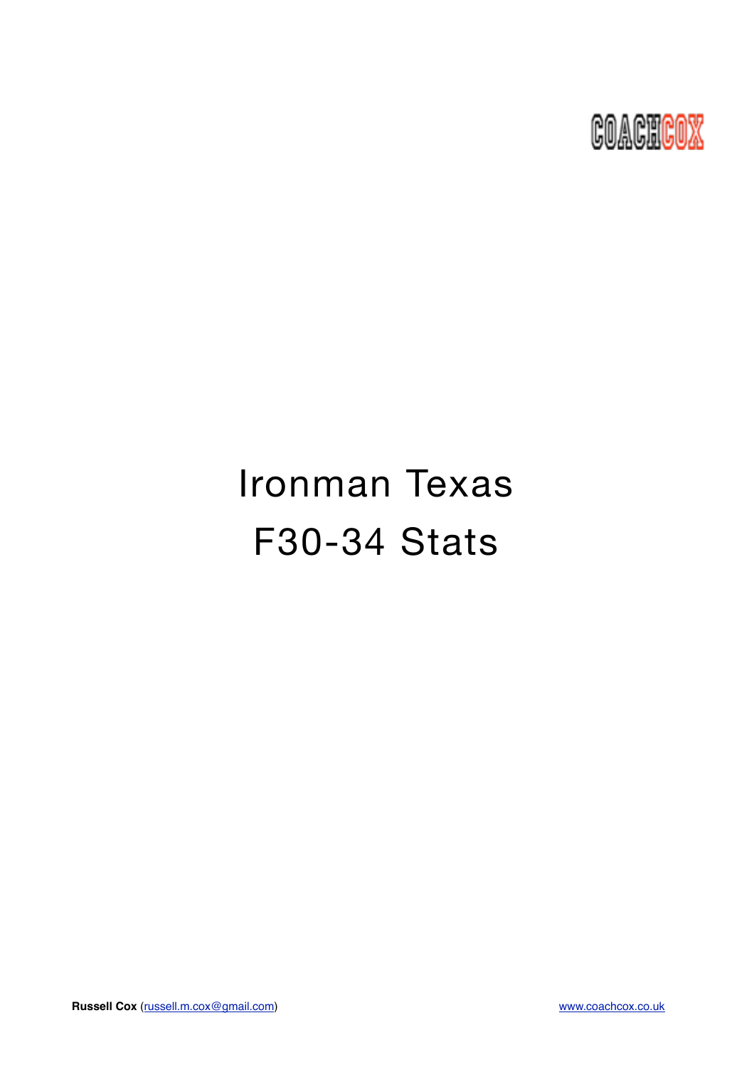COACHCOX

# Ironman Texas

# F30-34 Stats

**Russell Cox** (russell.m.cox@gmail.com) www.coachcox.co.uk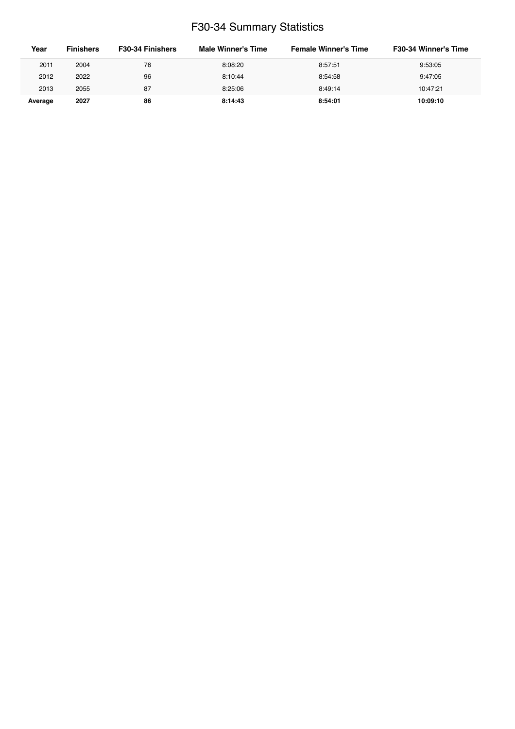# F30-34 Summary Statistics

| Year | Finishers | F30-34 Finishers | Male Winner's Time | Female Winner's Time | F30-34 Winner's Time |
|---|---|---|---|---|---|
| 2011 | 2004 | 76 | 8:08:20 | 8:57:51 | 9:53:05 |
| 2012 | 2022 | 96 | 8:10:44 | 8:54:58 | 9:47:05 |
| 2013 | 2055 | 87 | 8:25:06 | 8:49:14 | 10:47:21 |
| **Average** | **2027** | **86** | **8:14:43** | **8:54:01** | **10:09:10** |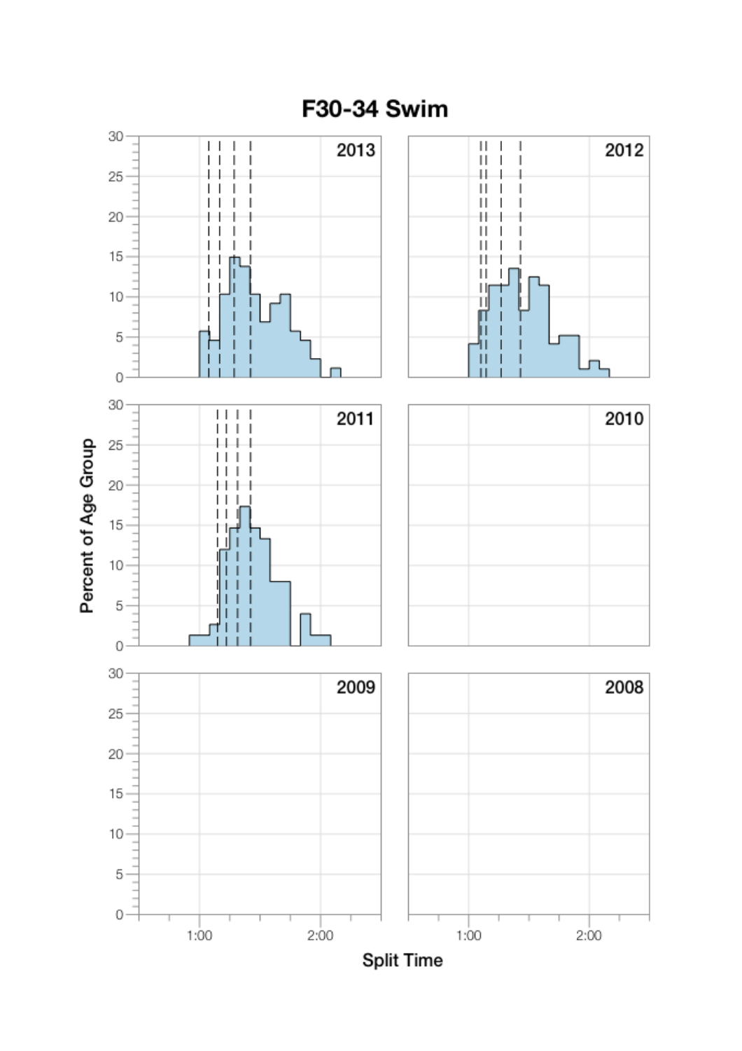# F30-34 Swim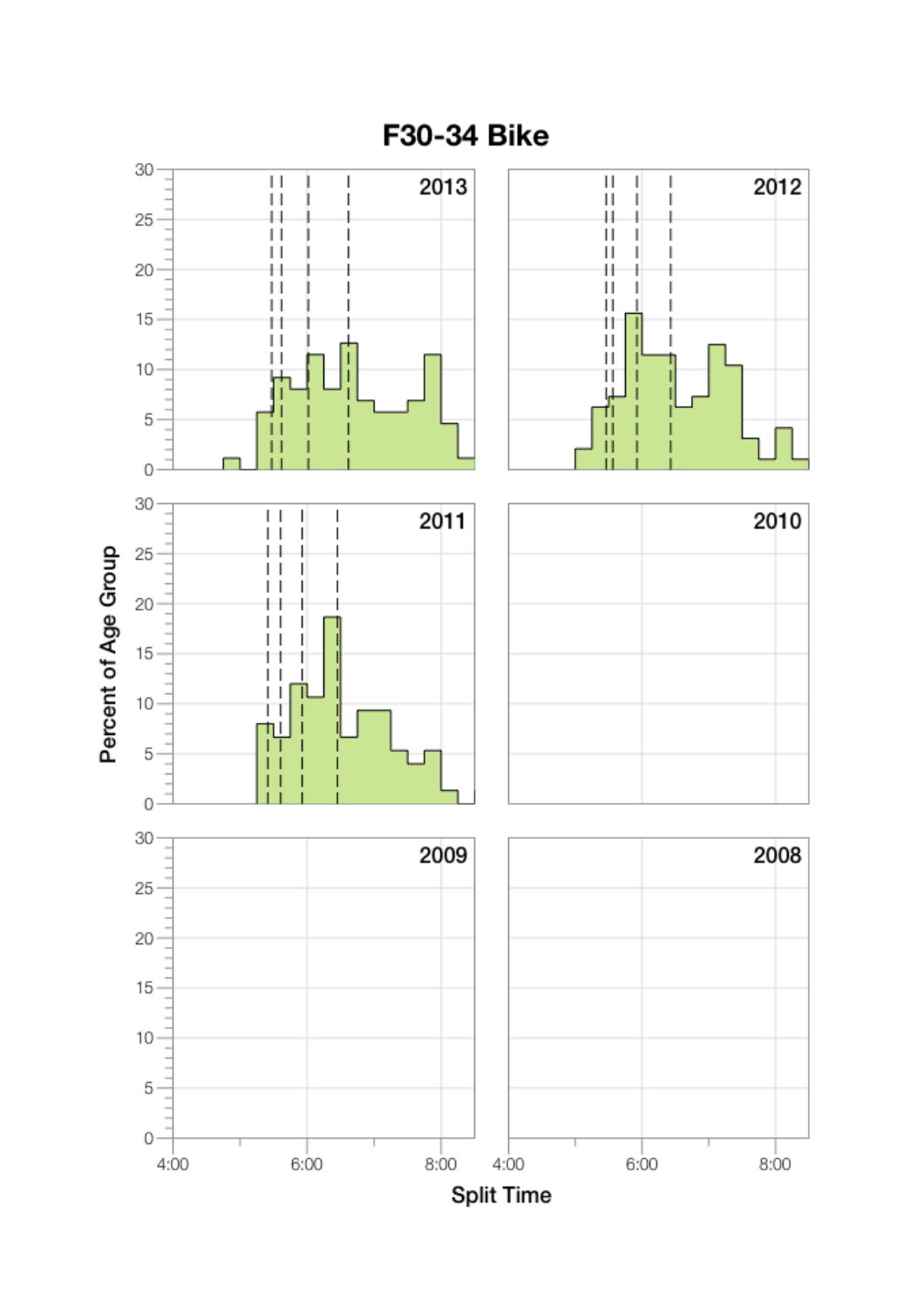# F30-34 Bike

| | 2013 | 2012 | 2011 | 2010 | 2009 | 2008 |
|---|---|---|---|---|---|---|

Percent of Age Group

Split Time

4:00 6:00 8:00 4:00 6:00 8:00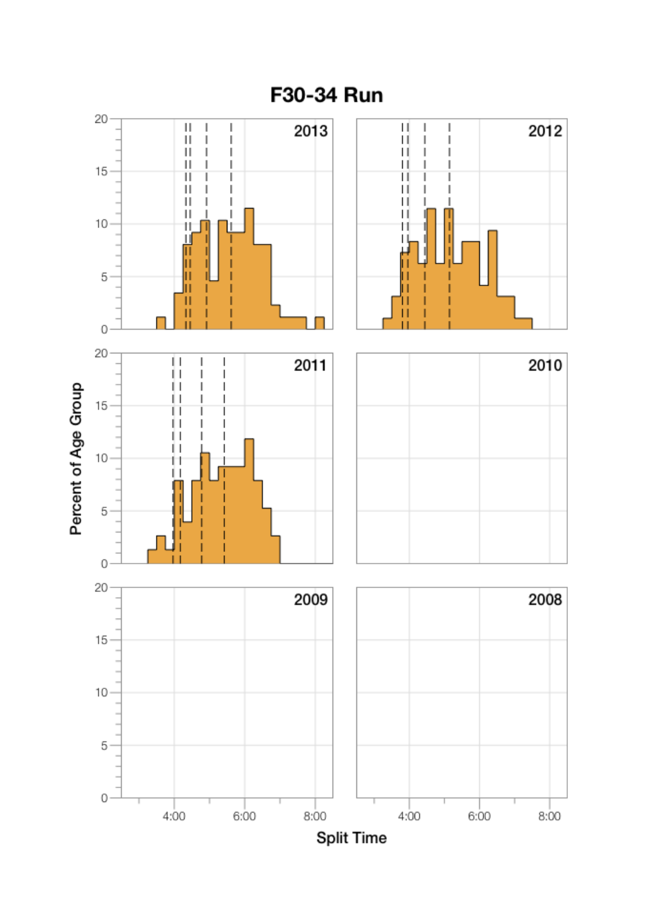# F30-34 Run

Percent of Age Group

2013

2012

2011

2010

2009

2008

Split Time

4:00 6:00 8:00

4:00 6:00 8:00

0 5 10 15 20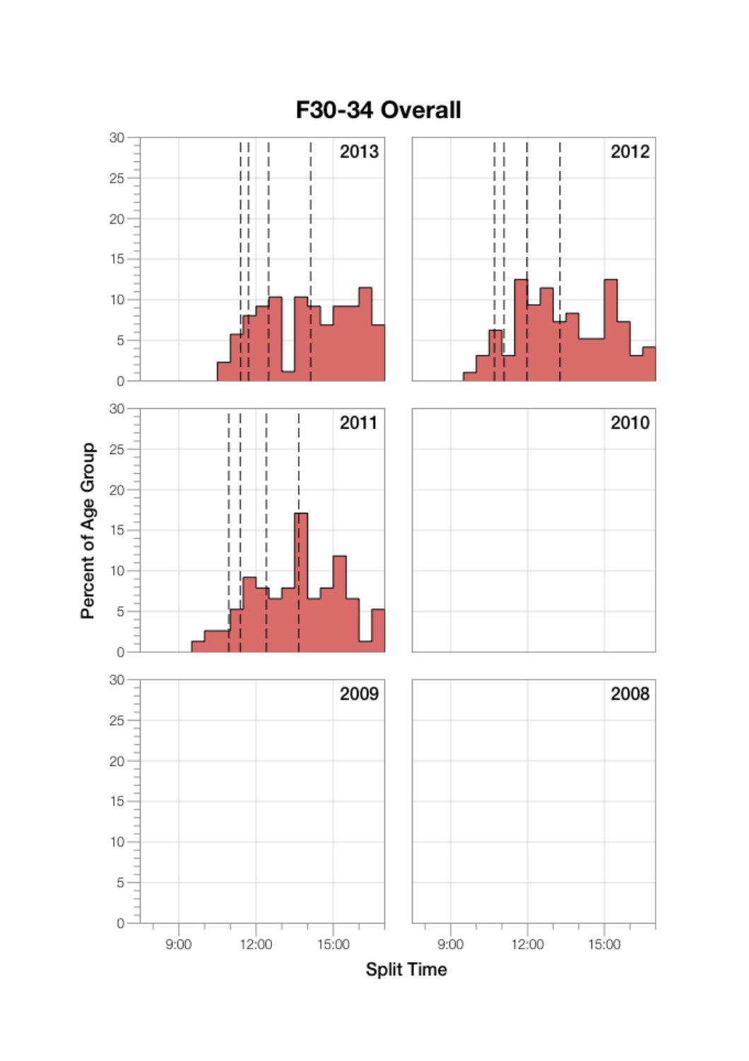# F30-34 Overall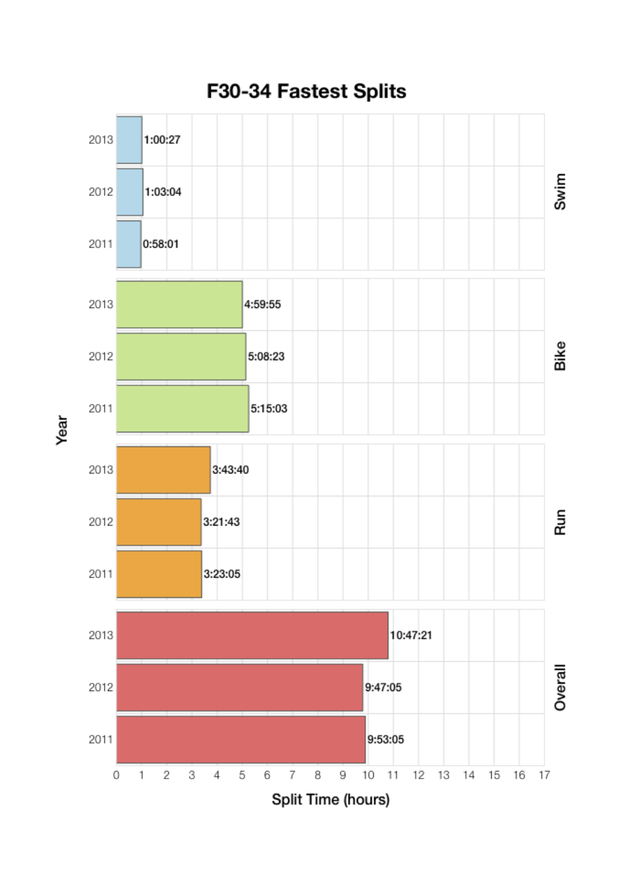# F30-34 Fastest Splits

| Split | Year | Split Time |
| --- | --- | --- |
| Swim | 2013 | 1:00:27 |
| Swim | 2012 | 1:03:04 |
| Swim | 2011 | 0:58:01 |
| Bike | 2013 | 4:59:55 |
| Bike | 2012 | 5:08:23 |
| Bike | 2011 | 5:15:03 |
| Run | 2013 | 3:43:40 |
| Run | 2012 | 3:21:43 |
| Run | 2011 | 3:23:05 |
| Overall | 2013 | 10:47:21 |
| Overall | 2012 | 9:47:05 |
| Overall | 2011 | 9:53:05 |

Split Time (hours)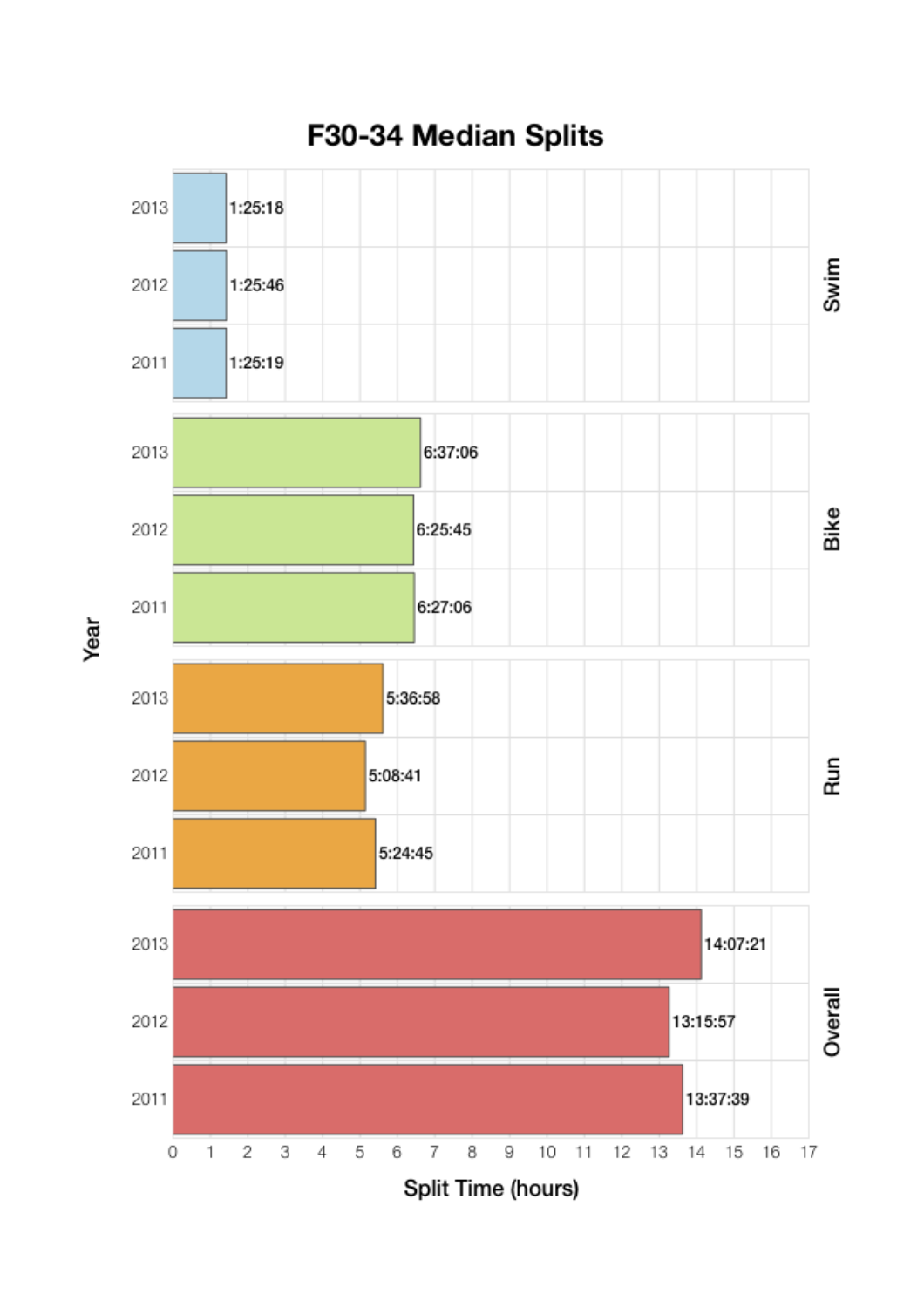## F30-34 Median Splits

| Split | Year | Split Time |
|---|---|---|
| Swim | 2013 | 1:25:18 |
| Swim | 2012 | 1:25:46 |
| Swim | 2011 | 1:25:19 |
| Bike | 2013 | 6:37:06 |
| Bike | 2012 | 6:25:45 |
| Bike | 2011 | 6:27:06 |
| Run | 2013 | 5:36:58 |
| Run | 2012 | 5:08:41 |
| Run | 2011 | 5:24:45 |
| Overall | 2013 | 14:07:21 |
| Overall | 2012 | 13:15:57 |
| Overall | 2011 | 13:37:39 |

Year

Split Time (hours)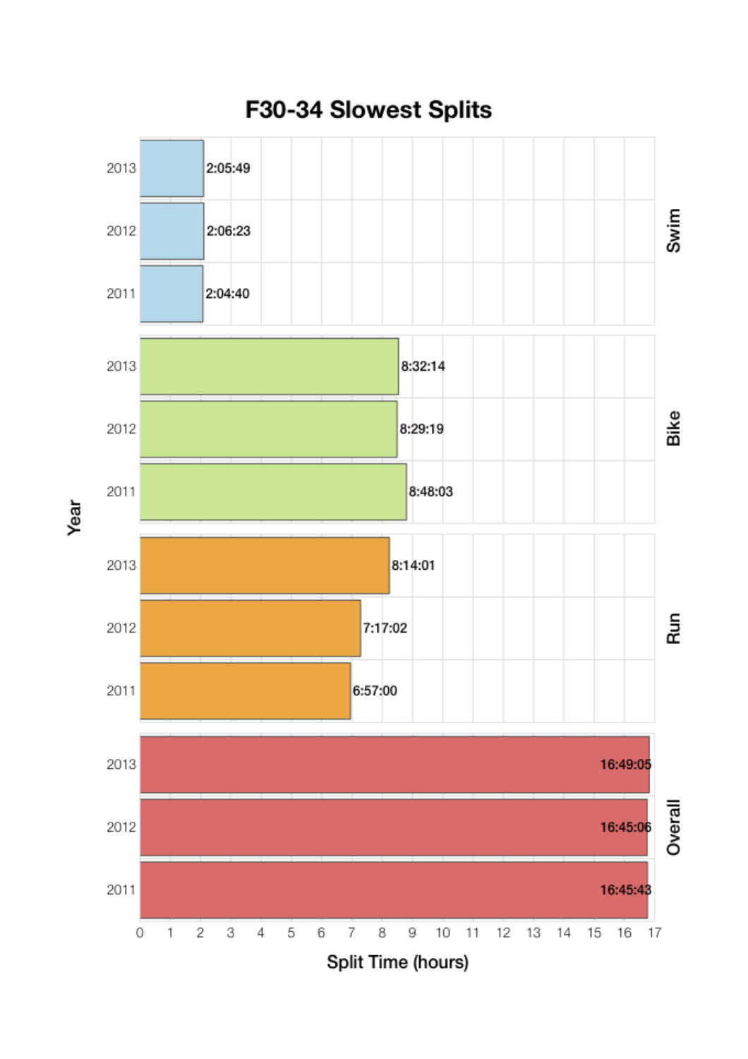# F30-34 Slowest Splits

| Year | Swim | Bike | Run | Overall |
|---|---|---|---|---|
| 2013 | 2:05:49 | 8:32:14 | 8:14:01 | 16:49:05 |
| 2012 | 2:06:23 | 8:29:19 | 7:17:02 | 16:45:06 |
| 2011 | 2:04:40 | 8:48:03 | 6:57:00 | 16:45:43 |

Split Time (hours)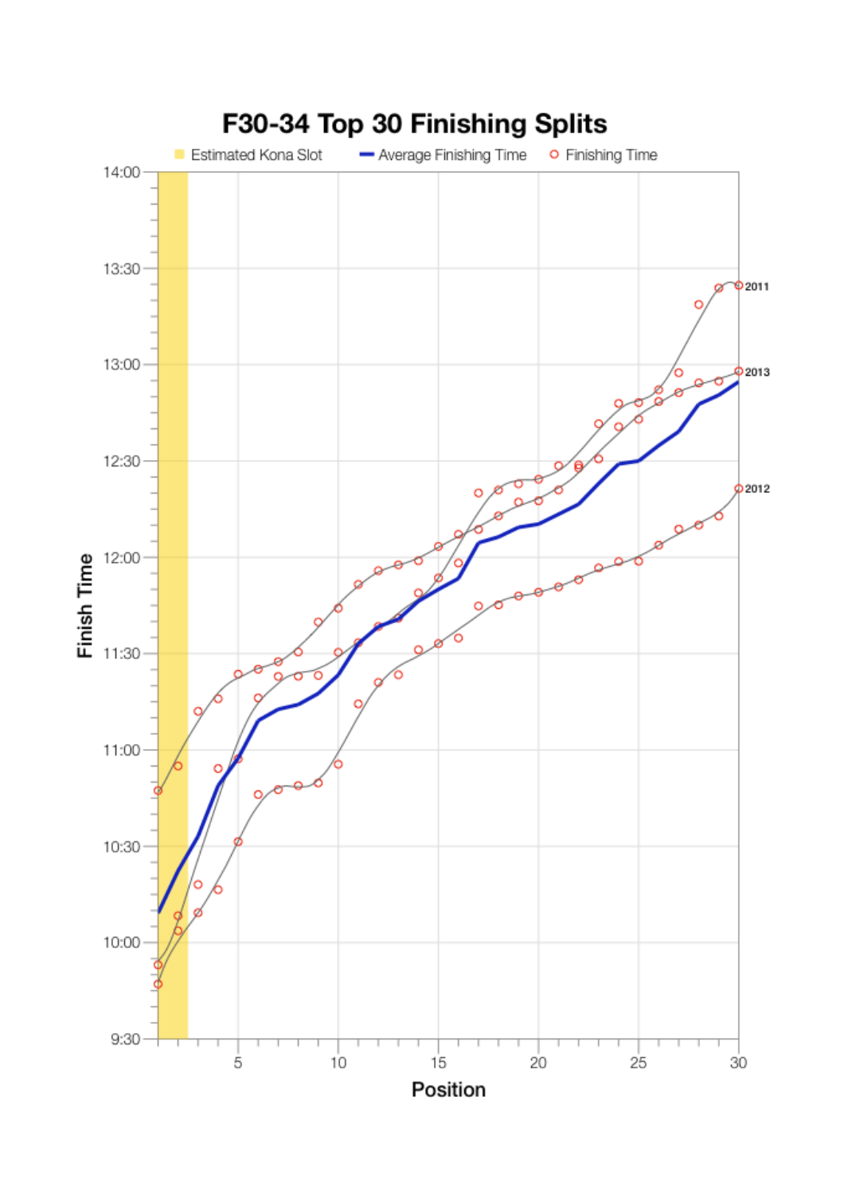# F30-34 Top 30 Finishing Splits

Estimated Kona Slot | Average Finishing Time | Finishing Time

Finish Time: 9:30, 10:00, 10:30, 11:00, 11:30, 12:00, 12:30, 13:00, 13:30, 14:00

Position: 5, 10, 15, 20, 25, 30

2011

2013

2012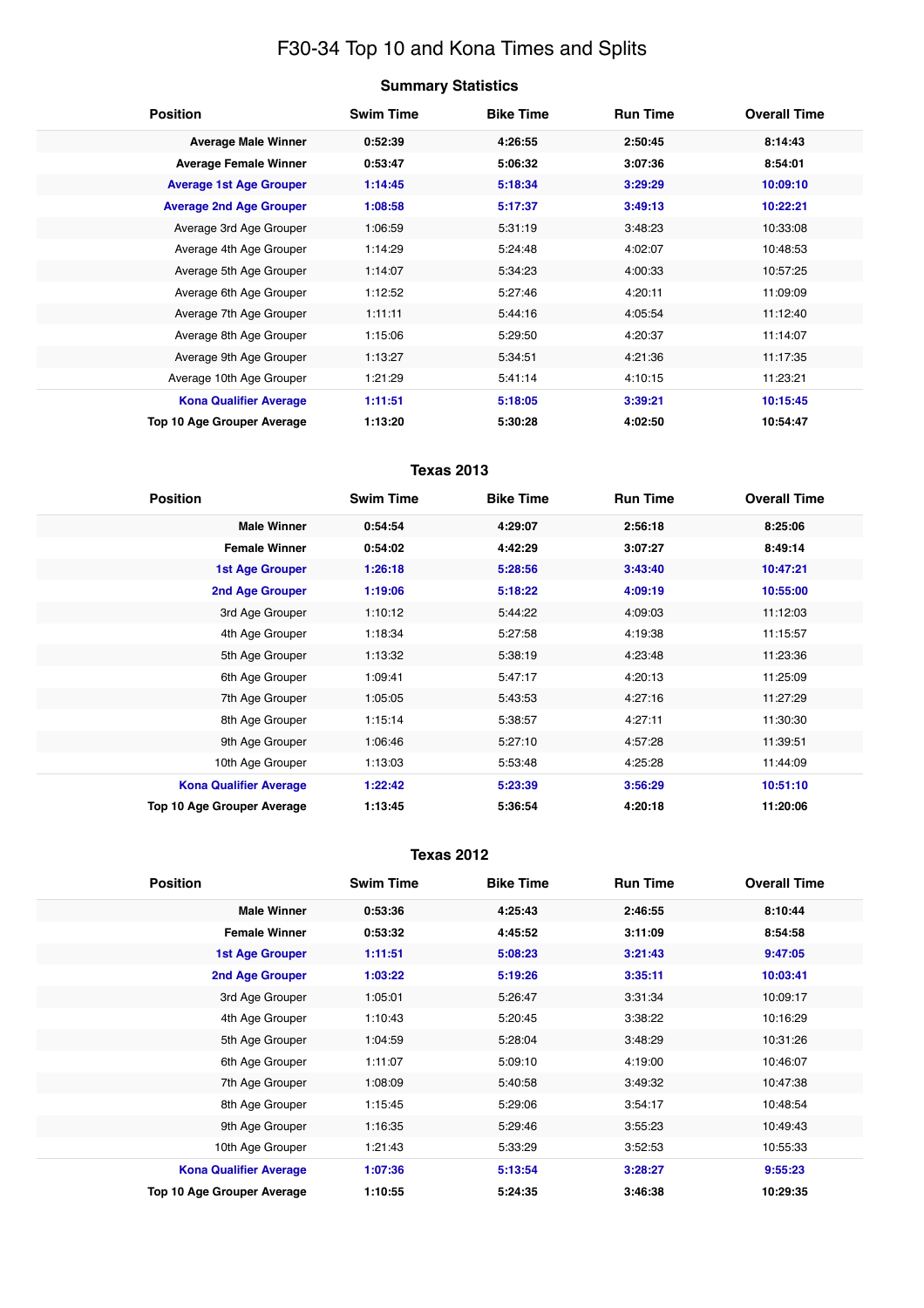# F30-34 Top 10 and Kona Times and Splits

## Summary Statistics

| Position | Swim Time | Bike Time | Run Time | Overall Time |
|---|---|---|---|---|
| **Average Male Winner** | **0:52:39** | **4:26:55** | **2:50:45** | **8:14:43** |
| **Average Female Winner** | **0:53:47** | **5:06:32** | **3:07:36** | **8:54:01** |
| **Average 1st Age Grouper** | **1:14:45** | **5:18:34** | **3:29:29** | **10:09:10** |
| **Average 2nd Age Grouper** | **1:08:58** | **5:17:37** | **3:49:13** | **10:22:21** |
| Average 3rd Age Grouper | 1:06:59 | 5:31:19 | 3:48:23 | 10:33:08 |
| Average 4th Age Grouper | 1:14:29 | 5:24:48 | 4:02:07 | 10:48:53 |
| Average 5th Age Grouper | 1:14:07 | 5:34:23 | 4:00:33 | 10:57:25 |
| Average 6th Age Grouper | 1:12:52 | 5:27:46 | 4:20:11 | 11:09:09 |
| Average 7th Age Grouper | 1:11:11 | 5:44:16 | 4:05:54 | 11:12:40 |
| Average 8th Age Grouper | 1:15:06 | 5:29:50 | 4:20:37 | 11:14:07 |
| Average 9th Age Grouper | 1:13:27 | 5:34:51 | 4:21:36 | 11:17:35 |
| Average 10th Age Grouper | 1:21:29 | 5:41:14 | 4:10:15 | 11:23:21 |
| **Kona Qualifier Average** | **1:11:51** | **5:18:05** | **3:39:21** | **10:15:45** |
| **Top 10 Age Grouper Average** | **1:13:20** | **5:30:28** | **4:02:50** | **10:54:47** |

## Texas 2013

| Position | Swim Time | Bike Time | Run Time | Overall Time |
|---|---|---|---|---|
| **Male Winner** | **0:54:54** | **4:29:07** | **2:56:18** | **8:25:06** |
| **Female Winner** | **0:54:02** | **4:42:29** | **3:07:27** | **8:49:14** |
| **1st Age Grouper** | **1:26:18** | **5:28:56** | **3:43:40** | **10:47:21** |
| **2nd Age Grouper** | **1:19:06** | **5:18:22** | **4:09:19** | **10:55:00** |
| 3rd Age Grouper | 1:10:12 | 5:44:22 | 4:09:03 | 11:12:03 |
| 4th Age Grouper | 1:18:34 | 5:27:58 | 4:19:38 | 11:15:57 |
| 5th Age Grouper | 1:13:32 | 5:38:19 | 4:23:48 | 11:23:36 |
| 6th Age Grouper | 1:09:41 | 5:47:17 | 4:20:13 | 11:25:09 |
| 7th Age Grouper | 1:05:05 | 5:43:53 | 4:27:16 | 11:27:29 |
| 8th Age Grouper | 1:15:14 | 5:38:57 | 4:27:11 | 11:30:30 |
| 9th Age Grouper | 1:06:46 | 5:27:10 | 4:57:28 | 11:39:51 |
| 10th Age Grouper | 1:13:03 | 5:53:48 | 4:25:28 | 11:44:09 |
| **Kona Qualifier Average** | **1:22:42** | **5:23:39** | **3:56:29** | **10:51:10** |
| **Top 10 Age Grouper Average** | **1:13:45** | **5:36:54** | **4:20:18** | **11:20:06** |

## Texas 2012

| Position | Swim Time | Bike Time | Run Time | Overall Time |
|---|---|---|---|---|
| **Male Winner** | **0:53:36** | **4:25:43** | **2:46:55** | **8:10:44** |
| **Female Winner** | **0:53:32** | **4:45:52** | **3:11:09** | **8:54:58** |
| **1st Age Grouper** | **1:11:51** | **5:08:23** | **3:21:43** | **9:47:05** |
| **2nd Age Grouper** | **1:03:22** | **5:19:26** | **3:35:11** | **10:03:41** |
| 3rd Age Grouper | 1:05:01 | 5:26:47 | 3:31:34 | 10:09:17 |
| 4th Age Grouper | 1:10:43 | 5:20:45 | 3:38:22 | 10:16:29 |
| 5th Age Grouper | 1:04:59 | 5:28:04 | 3:48:29 | 10:31:26 |
| 6th Age Grouper | 1:11:07 | 5:09:10 | 4:19:00 | 10:46:07 |
| 7th Age Grouper | 1:08:09 | 5:40:58 | 3:49:32 | 10:47:38 |
| 8th Age Grouper | 1:15:45 | 5:29:06 | 3:54:17 | 10:48:54 |
| 9th Age Grouper | 1:16:35 | 5:29:46 | 3:55:23 | 10:49:43 |
| 10th Age Grouper | 1:21:43 | 5:33:29 | 3:52:53 | 10:55:33 |
| **Kona Qualifier Average** | **1:07:36** | **5:13:54** | **3:28:27** | **9:55:23** |
| **Top 10 Age Grouper Average** | **1:10:55** | **5:24:35** | **3:46:38** | **10:29:35** |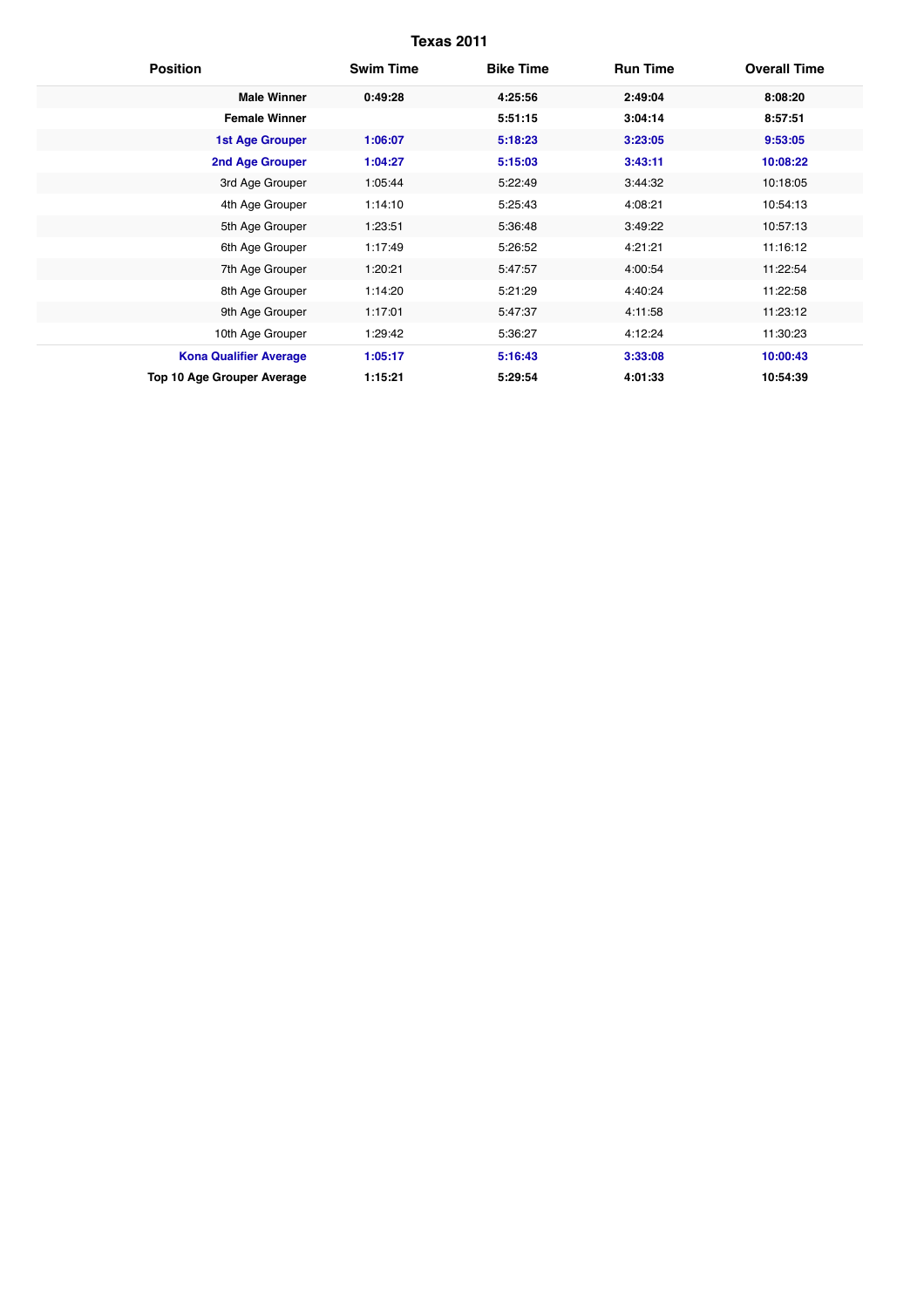## Texas 2011

| Position | Swim Time | Bike Time | Run Time | Overall Time |
|---|---|---|---|---|
| **Male Winner** | **0:49:28** | **4:25:56** | **2:49:04** | **8:08:20** |
| **Female Winner** | | **5:51:15** | **3:04:14** | **8:57:51** |
| **1st Age Grouper** | **1:06:07** | **5:18:23** | **3:23:05** | **9:53:05** |
| **2nd Age Grouper** | **1:04:27** | **5:15:03** | **3:43:11** | **10:08:22** |
| 3rd Age Grouper | 1:05:44 | 5:22:49 | 3:44:32 | 10:18:05 |
| 4th Age Grouper | 1:14:10 | 5:25:43 | 4:08:21 | 10:54:13 |
| 5th Age Grouper | 1:23:51 | 5:36:48 | 3:49:22 | 10:57:13 |
| 6th Age Grouper | 1:17:49 | 5:26:52 | 4:21:21 | 11:16:12 |
| 7th Age Grouper | 1:20:21 | 5:47:57 | 4:00:54 | 11:22:54 |
| 8th Age Grouper | 1:14:20 | 5:21:29 | 4:40:24 | 11:22:58 |
| 9th Age Grouper | 1:17:01 | 5:47:37 | 4:11:58 | 11:23:12 |
| 10th Age Grouper | 1:29:42 | 5:36:27 | 4:12:24 | 11:30:23 |
| **Kona Qualifier Average** | **1:05:17** | **5:16:43** | **3:33:08** | **10:00:43** |
| **Top 10 Age Grouper Average** | **1:15:21** | **5:29:54** | **4:01:33** | **10:54:39** |